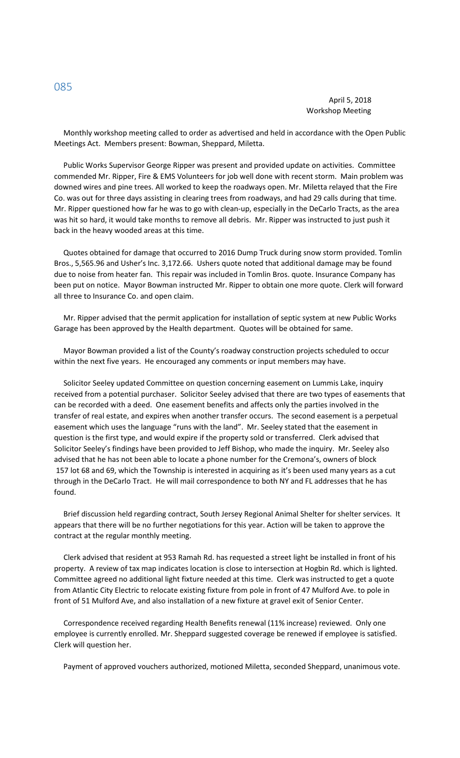April 5, 2018
Workshop Meeting

Monthly workshop meeting called to order as advertised and held in accordance with the Open Public Meetings Act. Members present: Bowman, Sheppard, Miletta.

Public Works Supervisor George Ripper was present and provided update on activities. Committee commended Mr. Ripper, Fire & EMS Volunteers for job well done with recent storm. Main problem was downed wires and pine trees. All worked to keep the roadways open. Mr. Miletta relayed that the Fire Co. was out for three days assisting in clearing trees from roadways, and had 29 calls during that time. Mr. Ripper questioned how far he was to go with clean-up, especially in the DeCarlo Tracts, as the area was hit so hard, it would take months to remove all debris. Mr. Ripper was instructed to just push it back in the heavy wooded areas at this time.

Quotes obtained for damage that occurred to 2016 Dump Truck during snow storm provided. Tomlin Bros., 5,565.96 and Usher's Inc. 3,172.66. Ushers quote noted that additional damage may be found due to noise from heater fan. This repair was included in Tomlin Bros. quote. Insurance Company has been put on notice. Mayor Bowman instructed Mr. Ripper to obtain one more quote. Clerk will forward all three to Insurance Co. and open claim.

Mr. Ripper advised that the permit application for installation of septic system at new Public Works Garage has been approved by the Health department. Quotes will be obtained for same.

Mayor Bowman provided a list of the County's roadway construction projects scheduled to occur within the next five years. He encouraged any comments or input members may have.

Solicitor Seeley updated Committee on question concerning easement on Lummis Lake, inquiry received from a potential purchaser. Solicitor Seeley advised that there are two types of easements that can be recorded with a deed. One easement benefits and affects only the parties involved in the transfer of real estate, and expires when another transfer occurs. The second easement is a perpetual easement which uses the language "runs with the land". Mr. Seeley stated that the easement in question is the first type, and would expire if the property sold or transferred. Clerk advised that Solicitor Seeley's findings have been provided to Jeff Bishop, who made the inquiry. Mr. Seeley also advised that he has not been able to locate a phone number for the Cremona's, owners of block 157 lot 68 and 69, which the Township is interested in acquiring as it's been used many years as a cut through in the DeCarlo Tract. He will mail correspondence to both NY and FL addresses that he has found.

Brief discussion held regarding contract, South Jersey Regional Animal Shelter for shelter services. It appears that there will be no further negotiations for this year. Action will be taken to approve the contract at the regular monthly meeting.

Clerk advised that resident at 953 Ramah Rd. has requested a street light be installed in front of his property. A review of tax map indicates location is close to intersection at Hogbin Rd. which is lighted. Committee agreed no additional light fixture needed at this time. Clerk was instructed to get a quote from Atlantic City Electric to relocate existing fixture from pole in front of 47 Mulford Ave. to pole in front of 51 Mulford Ave, and also installation of a new fixture at gravel exit of Senior Center.

Correspondence received regarding Health Benefits renewal (11% increase) reviewed. Only one employee is currently enrolled. Mr. Sheppard suggested coverage be renewed if employee is satisfied. Clerk will question her.

Payment of approved vouchers authorized, motioned Miletta, seconded Sheppard, unanimous vote.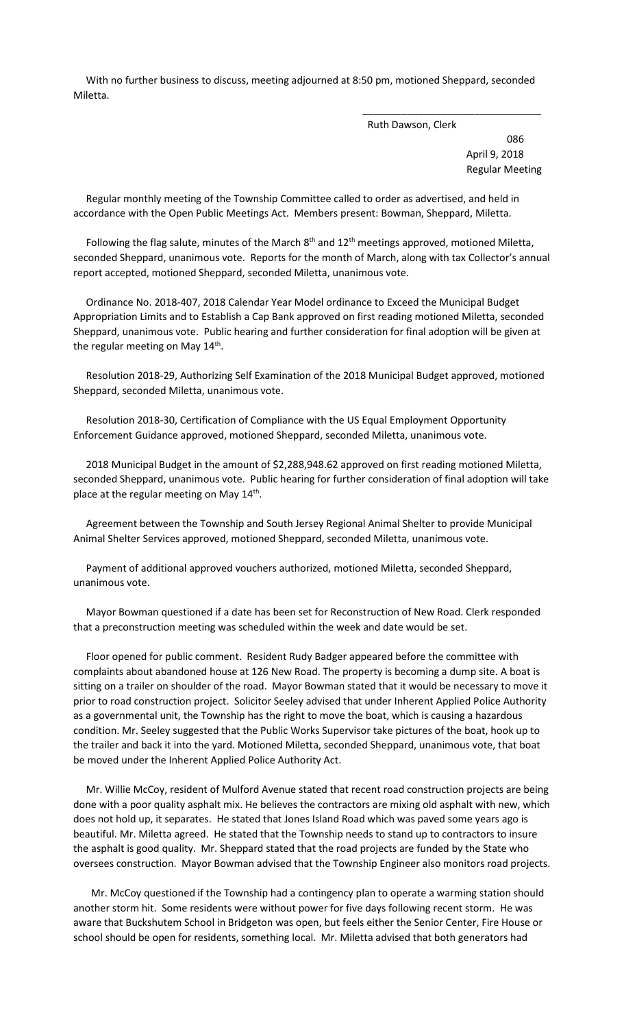With no further business to discuss, meeting adjourned at 8:50 pm, motioned Sheppard, seconded Miletta.

\_\_\_\_\_\_\_\_\_\_\_\_\_\_\_\_\_\_\_\_\_\_\_\_\_\_\_\_\_\_\_\_

Ruth Dawson, Clerk

086

April 9, 2018

Regular Meeting

Regular monthly meeting of the Township Committee called to order as advertised, and held in accordance with the Open Public Meetings Act. Members present: Bowman, Sheppard, Miletta.

Following the flag salute, minutes of the March 8th and 12th meetings approved, motioned Miletta, seconded Sheppard, unanimous vote. Reports for the month of March, along with tax Collector's annual report accepted, motioned Sheppard, seconded Miletta, unanimous vote.

Ordinance No. 2018-407, 2018 Calendar Year Model ordinance to Exceed the Municipal Budget Appropriation Limits and to Establish a Cap Bank approved on first reading motioned Miletta, seconded Sheppard, unanimous vote. Public hearing and further consideration for final adoption will be given at the regular meeting on May 14th.

Resolution 2018-29, Authorizing Self Examination of the 2018 Municipal Budget approved, motioned Sheppard, seconded Miletta, unanimous vote.

Resolution 2018-30, Certification of Compliance with the US Equal Employment Opportunity Enforcement Guidance approved, motioned Sheppard, seconded Miletta, unanimous vote.

2018 Municipal Budget in the amount of $2,288,948.62 approved on first reading motioned Miletta, seconded Sheppard, unanimous vote. Public hearing for further consideration of final adoption will take place at the regular meeting on May 14th.

Agreement between the Township and South Jersey Regional Animal Shelter to provide Municipal Animal Shelter Services approved, motioned Sheppard, seconded Miletta, unanimous vote.

Payment of additional approved vouchers authorized, motioned Miletta, seconded Sheppard, unanimous vote.

Mayor Bowman questioned if a date has been set for Reconstruction of New Road. Clerk responded that a preconstruction meeting was scheduled within the week and date would be set.

Floor opened for public comment. Resident Rudy Badger appeared before the committee with complaints about abandoned house at 126 New Road. The property is becoming a dump site. A boat is sitting on a trailer on shoulder of the road. Mayor Bowman stated that it would be necessary to move it prior to road construction project. Solicitor Seeley advised that under Inherent Applied Police Authority as a governmental unit, the Township has the right to move the boat, which is causing a hazardous condition. Mr. Seeley suggested that the Public Works Supervisor take pictures of the boat, hook up to the trailer and back it into the yard. Motioned Miletta, seconded Sheppard, unanimous vote, that boat be moved under the Inherent Applied Police Authority Act.

Mr. Willie McCoy, resident of Mulford Avenue stated that recent road construction projects are being done with a poor quality asphalt mix. He believes the contractors are mixing old asphalt with new, which does not hold up, it separates. He stated that Jones Island Road which was paved some years ago is beautiful. Mr. Miletta agreed. He stated that the Township needs to stand up to contractors to insure the asphalt is good quality. Mr. Sheppard stated that the road projects are funded by the State who oversees construction. Mayor Bowman advised that the Township Engineer also monitors road projects.

Mr. McCoy questioned if the Township had a contingency plan to operate a warming station should another storm hit. Some residents were without power for five days following recent storm. He was aware that Buckshutem School in Bridgeton was open, but feels either the Senior Center, Fire House or school should be open for residents, something local. Mr. Miletta advised that both generators had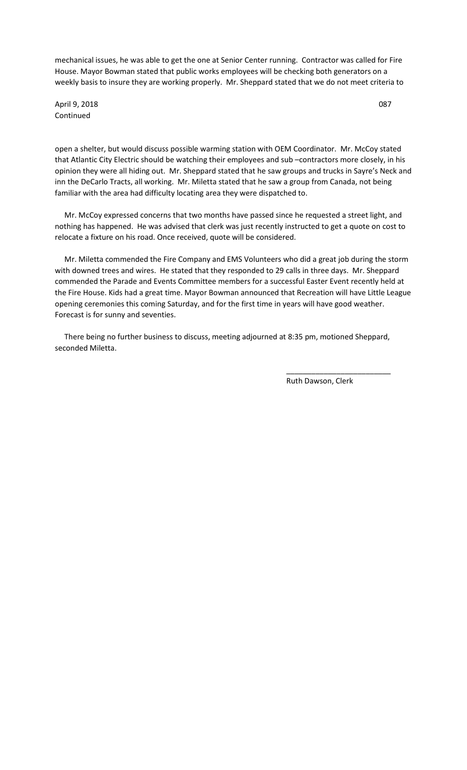mechanical issues, he was able to get the one at Senior Center running. Contractor was called for Fire House. Mayor Bowman stated that public works employees will be checking both generators on a weekly basis to insure they are working properly. Mr. Sheppard stated that we do not meet criteria to open a shelter, but would discuss possible warming station with OEM Coordinator. Mr. McCoy stated that Atlantic City Electric should be watching their employees and sub –contractors more closely, in his opinion they were all hiding out. Mr. Sheppard stated that he saw groups and trucks in Sayre's Neck and inn the DeCarlo Tracts, all working. Mr. Miletta stated that he saw a group from Canada, not being familiar with the area had difficulty locating area they were dispatched to.

Mr. McCoy expressed concerns that two months have passed since he requested a street light, and nothing has happened. He was advised that clerk was just recently instructed to get a quote on cost to relocate a fixture on his road. Once received, quote will be considered.

Mr. Miletta commended the Fire Company and EMS Volunteers who did a great job during the storm with downed trees and wires. He stated that they responded to 29 calls in three days. Mr. Sheppard commended the Parade and Events Committee members for a successful Easter Event recently held at the Fire House. Kids had a great time. Mayor Bowman announced that Recreation will have Little League opening ceremonies this coming Saturday, and for the first time in years will have good weather. Forecast is for sunny and seventies.

There being no further business to discuss, meeting adjourned at 8:35 pm, motioned Sheppard, seconded Miletta.

\_\_\_\_\_\_\_\_\_\_\_\_\_\_\_\_\_\_\_\_\_\_\_\_\_

Ruth Dawson, Clerk